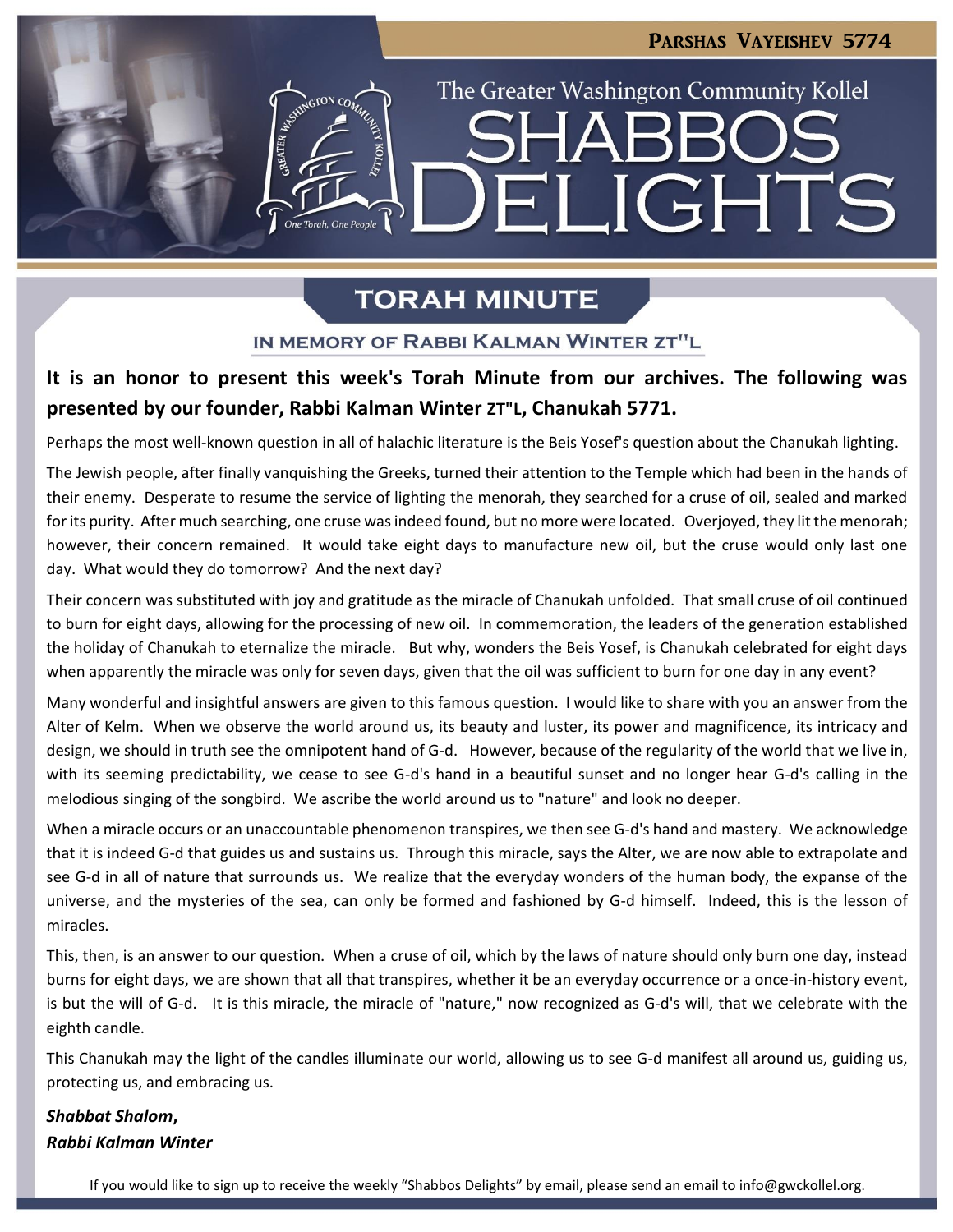Parshas Vayeishev 5774

The Greater Washington Community Kollel

# Shabbos Delights

## Torah Minute

### In Memory of Rabbi Kalman Winter zt"l

**It is an honor to present this week's Torah Minute from our archives. The following was presented by our founder, Rabbi Kalman Winter zt"l, Chanukah 5771.**

Perhaps the most well-known question in all of halachic literature is the Beis Yosef's question about the Chanukah lighting.

The Jewish people, after finally vanquishing the Greeks, turned their attention to the Temple which had been in the hands of their enemy. Desperate to resume the service of lighting the menorah, they searched for a cruse of oil, sealed and marked for its purity. After much searching, one cruse was indeed found, but no more were located. Overjoyed, they lit the menorah; however, their concern remained. It would take eight days to manufacture new oil, but the cruse would only last one day. What would they do tomorrow? And the next day?

Their concern was substituted with joy and gratitude as the miracle of Chanukah unfolded. That small cruse of oil continued to burn for eight days, allowing for the processing of new oil. In commemoration, the leaders of the generation established the holiday of Chanukah to eternalize the miracle. But why, wonders the Beis Yosef, is Chanukah celebrated for eight days when apparently the miracle was only for seven days, given that the oil was sufficient to burn for one day in any event?

Many wonderful and insightful answers are given to this famous question. I would like to share with you an answer from the Alter of Kelm. When we observe the world around us, its beauty and luster, its power and magnificence, its intricacy and design, we should in truth see the omnipotent hand of G-d. However, because of the regularity of the world that we live in, with its seeming predictability, we cease to see G-d's hand in a beautiful sunset and no longer hear G-d's calling in the melodious singing of the songbird. We ascribe the world around us to "nature" and look no deeper.

When a miracle occurs or an unaccountable phenomenon transpires, we then see G-d's hand and mastery. We acknowledge that it is indeed G-d that guides us and sustains us. Through this miracle, says the Alter, we are now able to extrapolate and see G-d in all of nature that surrounds us. We realize that the everyday wonders of the human body, the expanse of the universe, and the mysteries of the sea, can only be formed and fashioned by G-d himself. Indeed, this is the lesson of miracles.

This, then, is an answer to our question. When a cruse of oil, which by the laws of nature should only burn one day, instead burns for eight days, we are shown that all that transpires, whether it be an everyday occurrence or a once-in-history event, is but the will of G-d. It is this miracle, the miracle of "nature," now recognized as G-d's will, that we celebrate with the eighth candle.

This Chanukah may the light of the candles illuminate our world, allowing us to see G-d manifest all around us, guiding us, protecting us, and embracing us.

***Shabbat Shalom,***
***Rabbi Kalman Winter***

If you would like to sign up to receive the weekly "Shabbos Delights" by email, please send an email to info@gwckollel.org.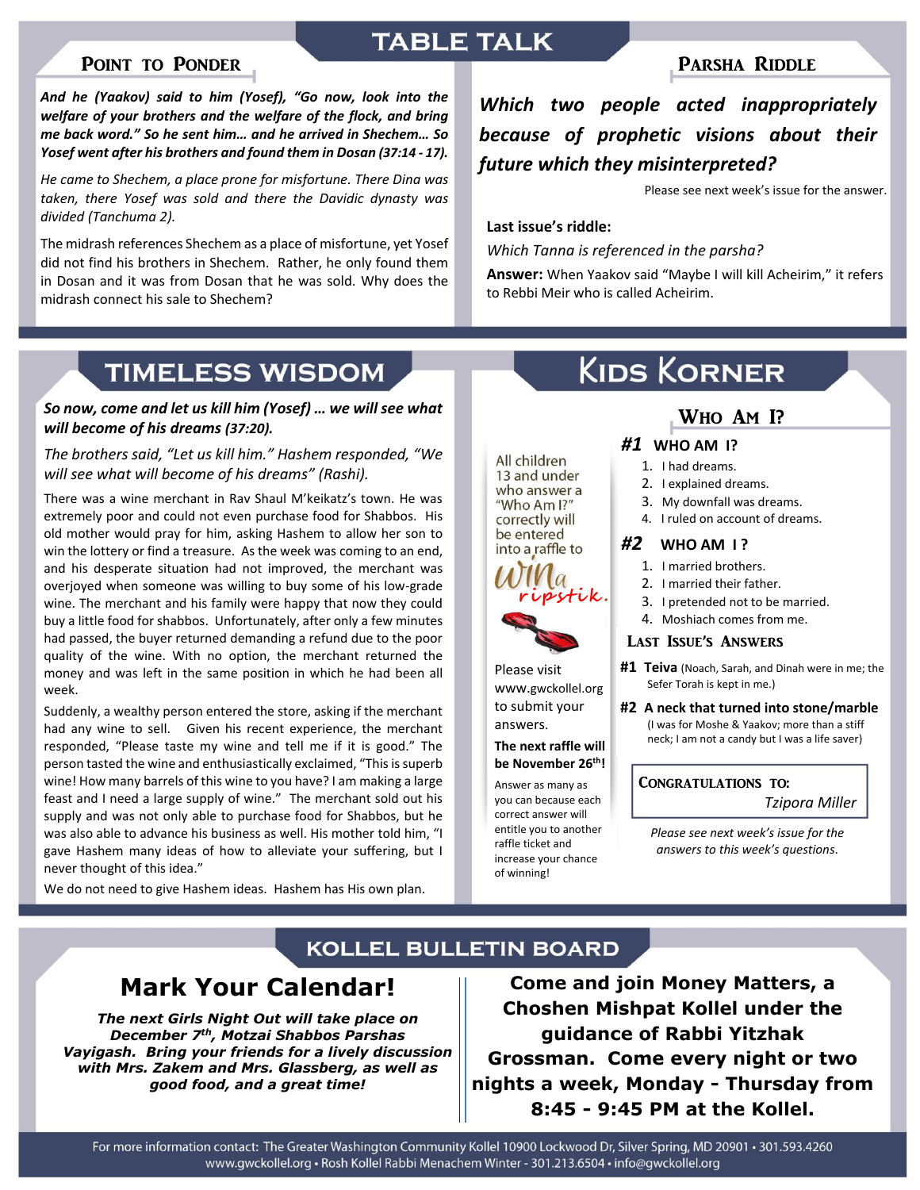# TABLE TALK

## Point to Ponder

***And he (Yaakov) said to him (Yosef), "Go now, look into the welfare of your brothers and the welfare of the flock, and bring me back word." So he sent him… and he arrived in Shechem… So Yosef went after his brothers and found them in Dosan (37:14 - 17).***

*He came to Shechem, a place prone for misfortune. There Dina was taken, there Yosef was sold and there the Davidic dynasty was divided (Tanchuma 2).*

The midrash references Shechem as a place of misfortune, yet Yosef did not find his brothers in Shechem. Rather, he only found them in Dosan and it was from Dosan that he was sold. Why does the midrash connect his sale to Shechem?

## Parsha Riddle

***Which two people acted inappropriately because of prophetic visions about their future which they misinterpreted?***

Please see next week's issue for the answer.

**Last issue's riddle:**

*Which Tanna is referenced in the parsha?*

**Answer:** When Yaakov said "Maybe I will kill Acheirim," it refers to Rebbi Meir who is called Acheirim.

# TIMELESS WISDOM

***So now, come and let us kill him (Yosef) … we will see what will become of his dreams (37:20).***

*The brothers said, "Let us kill him." Hashem responded, "We will see what will become of his dreams" (Rashi).*

There was a wine merchant in Rav Shaul M'keikatz's town. He was extremely poor and could not even purchase food for Shabbos. His old mother would pray for him, asking Hashem to allow her son to win the lottery or find a treasure. As the week was coming to an end, and his desperate situation had not improved, the merchant was overjoyed when someone was willing to buy some of his low-grade wine. The merchant and his family were happy that now they could buy a little food for shabbos. Unfortunately, after only a few minutes had passed, the buyer returned demanding a refund due to the poor quality of the wine. With no option, the merchant returned the money and was left in the same position in which he had been all week.

Suddenly, a wealthy person entered the store, asking if the merchant had any wine to sell. Given his recent experience, the merchant responded, "Please taste my wine and tell me if it is good." The person tasted the wine and enthusiastically exclaimed, "This is superb wine! How many barrels of this wine to you have? I am making a large feast and I need a large supply of wine." The merchant sold out his supply and was not only able to purchase food for Shabbos, but he was also able to advance his business as well. His mother told him, "I gave Hashem many ideas of how to alleviate your suffering, but I never thought of this idea."

We do not need to give Hashem ideas. Hashem has His own plan.

# Kids Korner

All children 13 and under who answer a "Who Am I?" correctly will be entered into a raffle to win a ripstik.

Please visit www.gwckollel.org to submit your answers.

**The next raffle will be November 26th!**

Answer as many as you can because each correct answer will entitle you to another raffle ticket and increase your chance of winning!

## Who Am I?

### #1 WHO AM I?

1. I had dreams.
2. I explained dreams.
3. My downfall was dreams.
4. I ruled on account of dreams.

### #2 WHO AM I?

1. I married brothers.
2. I married their father.
3. I pretended not to be married.
4. Moshiach comes from me.

## Last Issue's Answers

**#1 Teiva** (Noach, Sarah, and Dinah were in me; the Sefer Torah is kept in me.)

**#2 A neck that turned into stone/marble** (I was for Moshe & Yaakov; more than a stiff neck; I am not a candy but I was a life saver)

**Congratulations to:** *Tzipora Miller*

*Please see next week's issue for the answers to this week's questions.*

# KOLLEL BULLETIN BOARD

## Mark Your Calendar!

***The next Girls Night Out will take place on December 7th, Motzai Shabbos Parshas Vayigash. Bring your friends for a lively discussion with Mrs. Zakem and Mrs. Glassberg, as well as good food, and a great time!***

**Come and join Money Matters, a Choshen Mishpat Kollel under the guidance of Rabbi Yitzhak Grossman. Come every night or two nights a week, Monday - Thursday from 8:45 - 9:45 PM at the Kollel.**

For more information contact: The Greater Washington Community Kollel 10900 Lockwood Dr, Silver Spring, MD 20901 • 301.593.4260
www.gwckollel.org • Rosh Kollel Rabbi Menachem Winter - 301.213.6504 • info@gwckollel.org